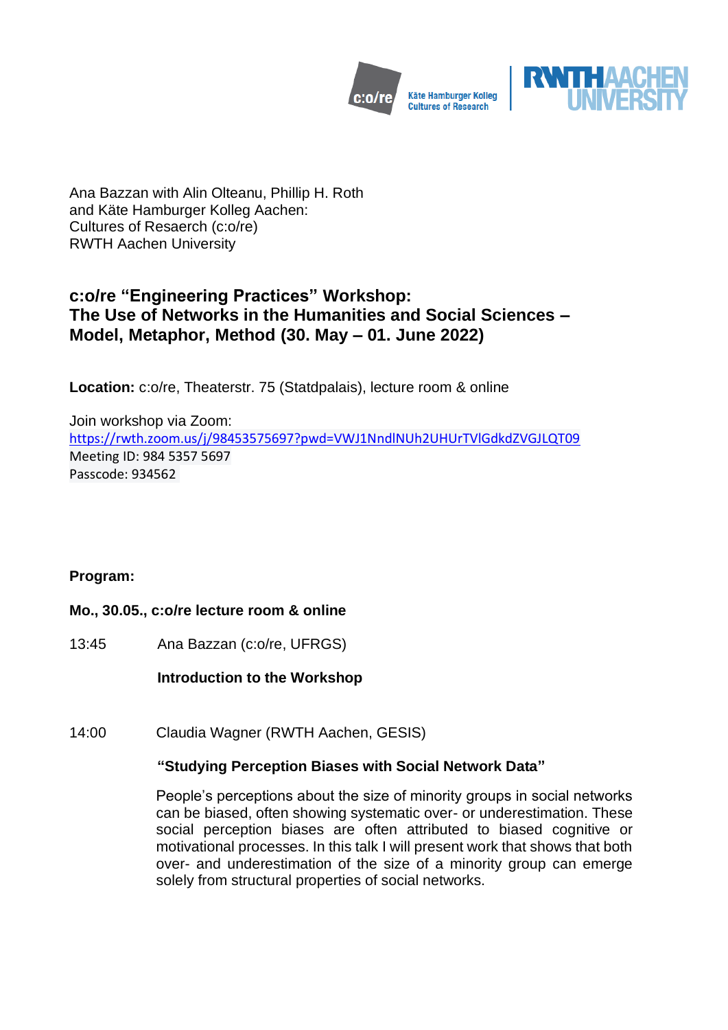Ana Bazzan with Alin Olteanu, Phillip H. Roth
and Käte Hamburger Kolleg Aachen:
Cultures of Resaerch (c:o/re)
RWTH Aachen University

## c:o/re "Engineering Practices" Workshop: The Use of Networks in the Humanities and Social Sciences – Model, Metaphor, Method (30. May – 01. June 2022)

**Location:** c:o/re, Theaterstr. 75 (Statdpalais), lecture room & online

Join workshop via Zoom:
https://rwth.zoom.us/j/98453575697?pwd=VWJ1NndlNUh2UHUrTVlGdkdZVGJLQT09
Meeting ID: 984 5357 5697
Passcode: 934562

**Program:**

**Mo., 30.05., c:o/re lecture room & online**

13:45 Ana Bazzan (c:o/re, UFRGS)

**Introduction to the Workshop**

14:00 Claudia Wagner (RWTH Aachen, GESIS)

**"Studying Perception Biases with Social Network Data"**

People's perceptions about the size of minority groups in social networks can be biased, often showing systematic over- or underestimation. These social perception biases are often attributed to biased cognitive or motivational processes. In this talk I will present work that shows that both over- and underestimation of the size of a minority group can emerge solely from structural properties of social networks.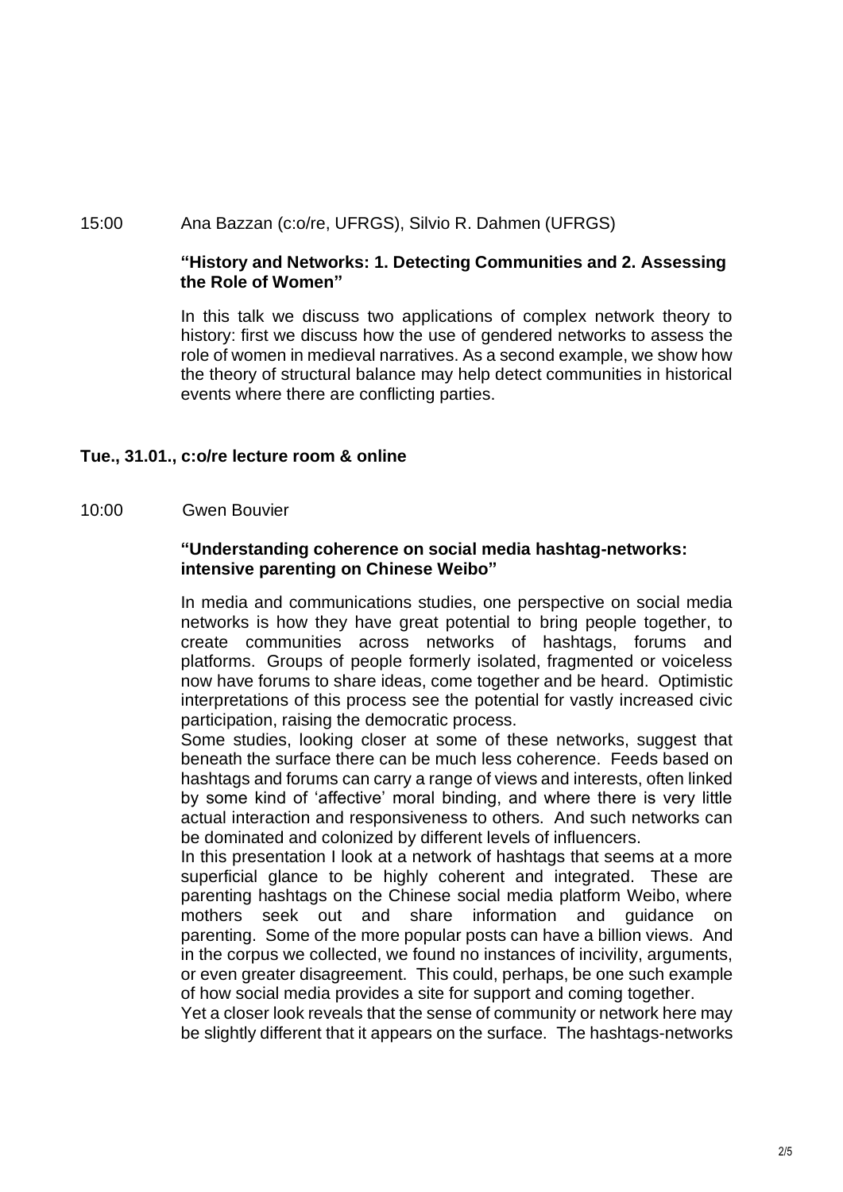15:00 Ana Bazzan (c:o/re, UFRGS), Silvio R. Dahmen (UFRGS)

**"History and Networks: 1. Detecting Communities and 2. Assessing the Role of Women"**

In this talk we discuss two applications of complex network theory to history: first we discuss how the use of gendered networks to assess the role of women in medieval narratives. As a second example, we show how the theory of structural balance may help detect communities in historical events where there are conflicting parties.

**Tue., 31.01., c:o/re lecture room & online**

10:00 Gwen Bouvier

**"Understanding coherence on social media hashtag-networks: intensive parenting on Chinese Weibo"**

In media and communications studies, one perspective on social media networks is how they have great potential to bring people together, to create communities across networks of hashtags, forums and platforms. Groups of people formerly isolated, fragmented or voiceless now have forums to share ideas, come together and be heard. Optimistic interpretations of this process see the potential for vastly increased civic participation, raising the democratic process.

Some studies, looking closer at some of these networks, suggest that beneath the surface there can be much less coherence. Feeds based on hashtags and forums can carry a range of views and interests, often linked by some kind of 'affective' moral binding, and where there is very little actual interaction and responsiveness to others. And such networks can be dominated and colonized by different levels of influencers.

In this presentation I look at a network of hashtags that seems at a more superficial glance to be highly coherent and integrated. These are parenting hashtags on the Chinese social media platform Weibo, where mothers seek out and share information and guidance on parenting. Some of the more popular posts can have a billion views. And in the corpus we collected, we found no instances of incivility, arguments, or even greater disagreement. This could, perhaps, be one such example of how social media provides a site for support and coming together.

Yet a closer look reveals that the sense of community or network here may be slightly different that it appears on the surface. The hashtags-networks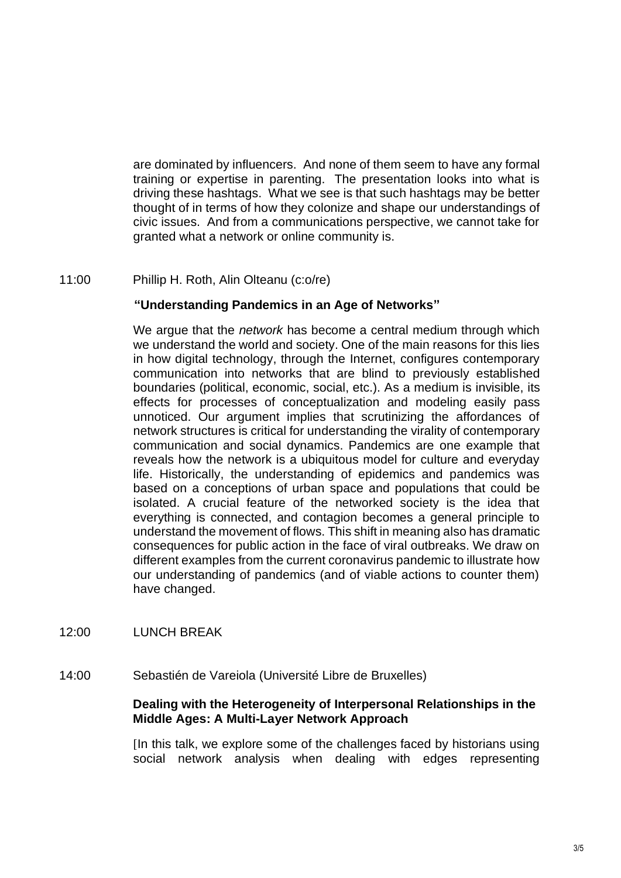are dominated by influencers. And none of them seem to have any formal training or expertise in parenting. The presentation looks into what is driving these hashtags. What we see is that such hashtags may be better thought of in terms of how they colonize and shape our understandings of civic issues. And from a communications perspective, we cannot take for granted what a network or online community is.

11:00 Phillip H. Roth, Alin Olteanu (c:o/re)

**"Understanding Pandemics in an Age of Networks"**

We argue that the *network* has become a central medium through which we understand the world and society. One of the main reasons for this lies in how digital technology, through the Internet, configures contemporary communication into networks that are blind to previously established boundaries (political, economic, social, etc.). As a medium is invisible, its effects for processes of conceptualization and modeling easily pass unnoticed. Our argument implies that scrutinizing the affordances of network structures is critical for understanding the virality of contemporary communication and social dynamics. Pandemics are one example that reveals how the network is a ubiquitous model for culture and everyday life. Historically, the understanding of epidemics and pandemics was based on a conceptions of urban space and populations that could be isolated. A crucial feature of the networked society is the idea that everything is connected, and contagion becomes a general principle to understand the movement of flows. This shift in meaning also has dramatic consequences for public action in the face of viral outbreaks. We draw on different examples from the current coronavirus pandemic to illustrate how our understanding of pandemics (and of viable actions to counter them) have changed.

12:00 LUNCH BREAK

14:00 Sebastién de Vareiola (Université Libre de Bruxelles)

**Dealing with the Heterogeneity of Interpersonal Relationships in the Middle Ages: A Multi-Layer Network Approach**

[In this talk, we explore some of the challenges faced by historians using social network analysis when dealing with edges representing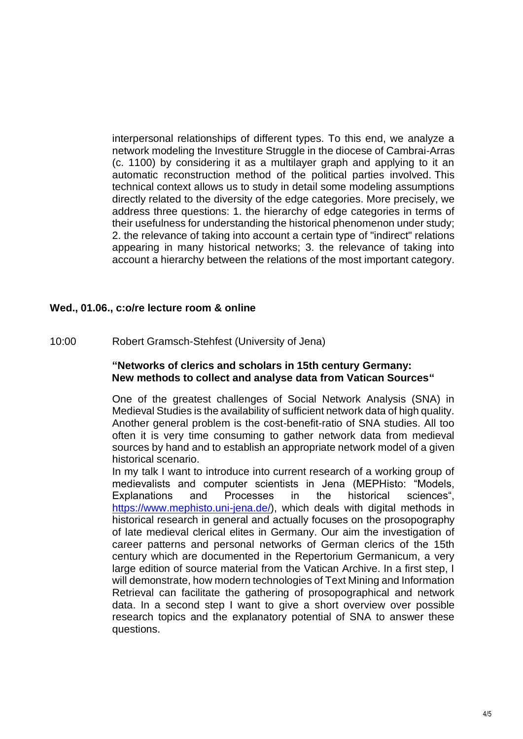interpersonal relationships of different types. To this end, we analyze a network modeling the Investiture Struggle in the diocese of Cambrai-Arras (c. 1100) by considering it as a multilayer graph and applying to it an automatic reconstruction method of the political parties involved. This technical context allows us to study in detail some modeling assumptions directly related to the diversity of the edge categories. More precisely, we address three questions: 1. the hierarchy of edge categories in terms of their usefulness for understanding the historical phenomenon under study; 2. the relevance of taking into account a certain type of "indirect" relations appearing in many historical networks; 3. the relevance of taking into account a hierarchy between the relations of the most important category.

**Wed., 01.06., c:o/re lecture room & online**

10:00 Robert Gramsch-Stehfest (University of Jena)

**"Networks of clerics and scholars in 15th century Germany: New methods to collect and analyse data from Vatican Sources"**

One of the greatest challenges of Social Network Analysis (SNA) in Medieval Studies is the availability of sufficient network data of high quality. Another general problem is the cost-benefit-ratio of SNA studies. All too often it is very time consuming to gather network data from medieval sources by hand and to establish an appropriate network model of a given historical scenario.

In my talk I want to introduce into current research of a working group of medievalists and computer scientists in Jena (MEPHisto: "Models, Explanations and Processes in the historical sciences", https://www.mephisto.uni-jena.de/), which deals with digital methods in historical research in general and actually focuses on the prosopography of late medieval clerical elites in Germany. Our aim the investigation of career patterns and personal networks of German clerics of the 15th century which are documented in the Repertorium Germanicum, a very large edition of source material from the Vatican Archive. In a first step, I will demonstrate, how modern technologies of Text Mining and Information Retrieval can facilitate the gathering of prosopographical and network data. In a second step I want to give a short overview over possible research topics and the explanatory potential of SNA to answer these questions.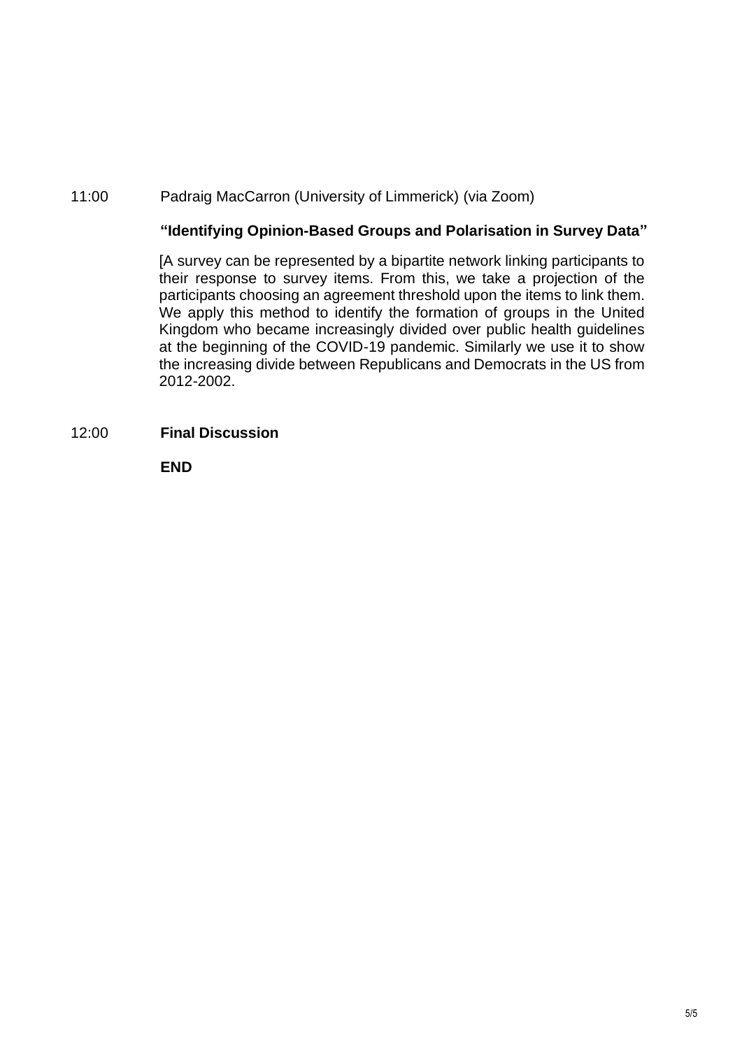11:00 Padraig MacCarron (University of Limmerick) (via Zoom)

**"Identifying Opinion-Based Groups and Polarisation in Survey Data"**

[A survey can be represented by a bipartite network linking participants to their response to survey items. From this, we take a projection of the participants choosing an agreement threshold upon the items to link them. We apply this method to identify the formation of groups in the United Kingdom who became increasingly divided over public health guidelines at the beginning of the COVID-19 pandemic. Similarly we use it to show the increasing divide between Republicans and Democrats in the US from 2012-2002.

12:00 **Final Discussion**

**END**